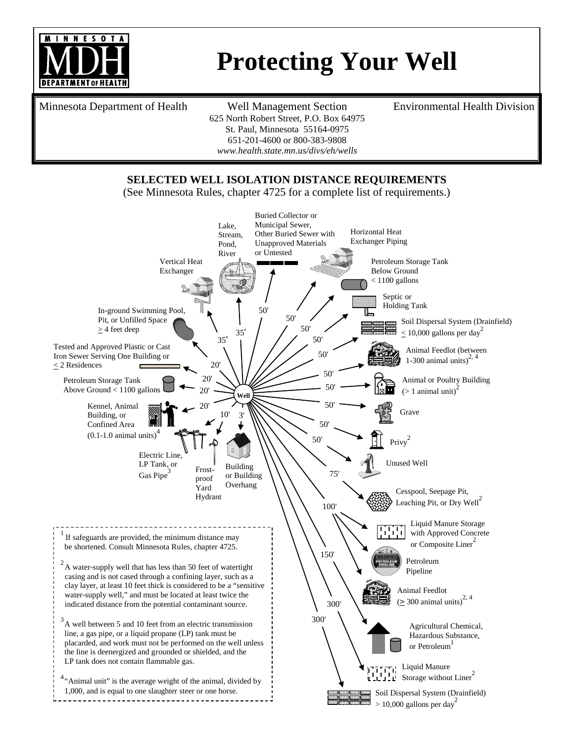# Protecting Your Well

Minnesota Department of Health — Well Management Section — Environmental Health Division

625 North Robert Street, P.O. Box 64975
St. Paul, Minnesota 55164-0975
651-201-4600 or 800-383-9808
*www.health.state.mn.us/divs/eh/wells*

## SELECTED WELL ISOLATION DISTANCE REQUIREMENTS

(See Minnesota Rules, chapter 4725 for a complete list of requirements.)

| Contamination Source | Distance from Well |
|---|---|
| Building or Building Overhang | 3' |
| Electric Line, LP Tank, or Gas Pipe[3] | 10' |
| Frost-proof Yard Hydrant | — |
| Kennel, Animal Building, or Confined Area (0.1-1.0 animal units)[4] | 20' |
| Petroleum Storage Tank Above Ground < 1100 gallons | 20' |
| Tested and Approved Plastic or Cast Iron Sewer Serving One Building or ≤ 2 Residences | 20' |
| In-ground Swimming Pool, Pit, or Unfilled Space ≥ 4 feet deep | 20' |
| Vertical Heat Exchanger | 35' |
| Lake, Stream, Pond, River | 35' |
| Buried Collector or Municipal Sewer, Other Buried Sewer with Unapproved Materials or Untested | 50' |
| Horizontal Heat Exchanger Piping | 50' |
| Petroleum Storage Tank Below Ground < 1100 gallons | 50' |
| Septic or Holding Tank | 50' |
| Soil Dispersal System (Drainfield) ≤ 10,000 gallons per day[2] | 50' |
| Animal Feedlot (between 1-300 animal units)[2, 4] | 50' |
| Animal or Poultry Building (> 1 animal unit)[2] | 50' |
| Grave | 50' |
| Privy[2] | 50' |
| Unused Well | 50' |
| Cesspool, Seepage Pit, Leaching Pit, or Dry Well[2] | 75' |
| Liquid Manure Storage with Approved Concrete or Composite Liner[2] | 100' |
| Petroleum Pipeline | 100' |
| Animal Feedlot (≥ 300 animal units)[2, 4] | 100' |
| Agricultural Chemical, Hazardous Substance, or Petroleum[1] | 150' |
| Liquid Manure Storage without Liner[2] | 300' |
| Soil Dispersal System (Drainfield) > 10,000 gallons per day[2] | 300' |

[1] If safeguards are provided, the minimum distance may be shortened. Consult Minnesota Rules, chapter 4725.

[2] A water-supply well that has less than 50 feet of watertight casing and is not cased through a confining layer, such as a clay layer, at least 10 feet thick is considered to be a "sensitive water-supply well," and must be located at least twice the indicated distance from the potential contaminant source.

[3] A well between 5 and 10 feet from an electric transmission line, a gas pipe, or a liquid propane (LP) tank must be placarded, and work must not be performed on the well unless the line is deenergized and grounded or shielded, and the LP tank does not contain flammable gas.

[4] "Animal unit" is the average weight of the animal, divided by 1,000, and is equal to one slaughter steer or one horse.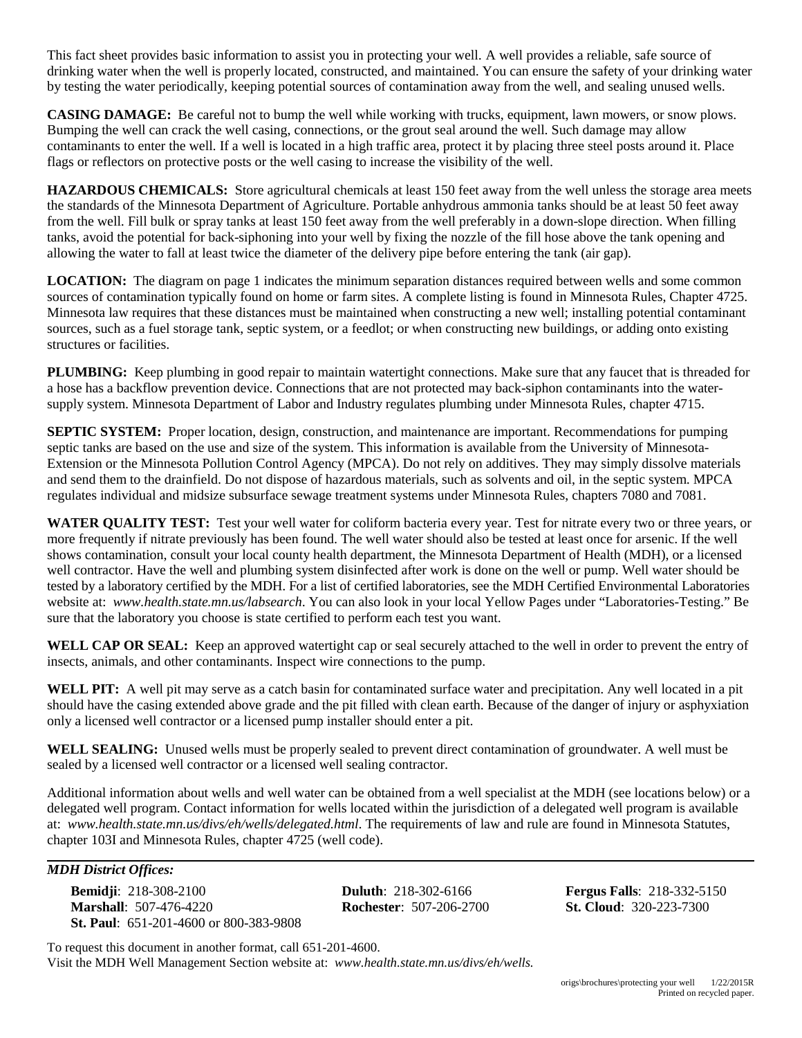This fact sheet provides basic information to assist you in protecting your well. A well provides a reliable, safe source of drinking water when the well is properly located, constructed, and maintained. You can ensure the safety of your drinking water by testing the water periodically, keeping potential sources of contamination away from the well, and sealing unused wells.

**CASING DAMAGE:** Be careful not to bump the well while working with trucks, equipment, lawn mowers, or snow plows. Bumping the well can crack the well casing, connections, or the grout seal around the well. Such damage may allow contaminants to enter the well. If a well is located in a high traffic area, protect it by placing three steel posts around it. Place flags or reflectors on protective posts or the well casing to increase the visibility of the well.

**HAZARDOUS CHEMICALS:** Store agricultural chemicals at least 150 feet away from the well unless the storage area meets the standards of the Minnesota Department of Agriculture. Portable anhydrous ammonia tanks should be at least 50 feet away from the well. Fill bulk or spray tanks at least 150 feet away from the well preferably in a down-slope direction. When filling tanks, avoid the potential for back-siphoning into your well by fixing the nozzle of the fill hose above the tank opening and allowing the water to fall at least twice the diameter of the delivery pipe before entering the tank (air gap).

**LOCATION:** The diagram on page 1 indicates the minimum separation distances required between wells and some common sources of contamination typically found on home or farm sites. A complete listing is found in Minnesota Rules, Chapter 4725. Minnesota law requires that these distances must be maintained when constructing a new well; installing potential contaminant sources, such as a fuel storage tank, septic system, or a feedlot; or when constructing new buildings, or adding onto existing structures or facilities.

**PLUMBING:** Keep plumbing in good repair to maintain watertight connections. Make sure that any faucet that is threaded for a hose has a backflow prevention device. Connections that are not protected may back-siphon contaminants into the water-supply system. Minnesota Department of Labor and Industry regulates plumbing under Minnesota Rules, chapter 4715.

**SEPTIC SYSTEM:** Proper location, design, construction, and maintenance are important. Recommendations for pumping septic tanks are based on the use and size of the system. This information is available from the University of Minnesota-Extension or the Minnesota Pollution Control Agency (MPCA). Do not rely on additives. They may simply dissolve materials and send them to the drainfield. Do not dispose of hazardous materials, such as solvents and oil, in the septic system. MPCA regulates individual and midsize subsurface sewage treatment systems under Minnesota Rules, chapters 7080 and 7081.

**WATER QUALITY TEST:** Test your well water for coliform bacteria every year. Test for nitrate every two or three years, or more frequently if nitrate previously has been found. The well water should also be tested at least once for arsenic. If the well shows contamination, consult your local county health department, the Minnesota Department of Health (MDH), or a licensed well contractor. Have the well and plumbing system disinfected after work is done on the well or pump. Well water should be tested by a laboratory certified by the MDH. For a list of certified laboratories, see the MDH Certified Environmental Laboratories website at: *www.health.state.mn.us/labsearch*. You can also look in your local Yellow Pages under "Laboratories-Testing." Be sure that the laboratory you choose is state certified to perform each test you want.

**WELL CAP OR SEAL:** Keep an approved watertight cap or seal securely attached to the well in order to prevent the entry of insects, animals, and other contaminants. Inspect wire connections to the pump.

**WELL PIT:** A well pit may serve as a catch basin for contaminated surface water and precipitation. Any well located in a pit should have the casing extended above grade and the pit filled with clean earth. Because of the danger of injury or asphyxiation only a licensed well contractor or a licensed pump installer should enter a pit.

**WELL SEALING:** Unused wells must be properly sealed to prevent direct contamination of groundwater. A well must be sealed by a licensed well contractor or a licensed well sealing contractor.

Additional information about wells and well water can be obtained from a well specialist at the MDH (see locations below) or a delegated well program. Contact information for wells located within the jurisdiction of a delegated well program is available at: *www.health.state.mn.us/divs/eh/wells/delegated.html*. The requirements of law and rule are found in Minnesota Statutes, chapter 103I and Minnesota Rules, chapter 4725 (well code).

***MDH District Offices:***

**Bemidji**: 218-308-2100
**Duluth**: 218-302-6166
**Fergus Falls**: 218-332-5150
**Marshall**: 507-476-4220
**Rochester**: 507-206-2700
**St. Cloud**: 320-223-7300
**St. Paul**: 651-201-4600 or 800-383-9808

To request this document in another format, call 651-201-4600.
Visit the MDH Well Management Section website at: *www.health.state.mn.us/divs/eh/wells.*

origs\brochures\protecting your well 1/22/2015R
Printed on recycled paper.